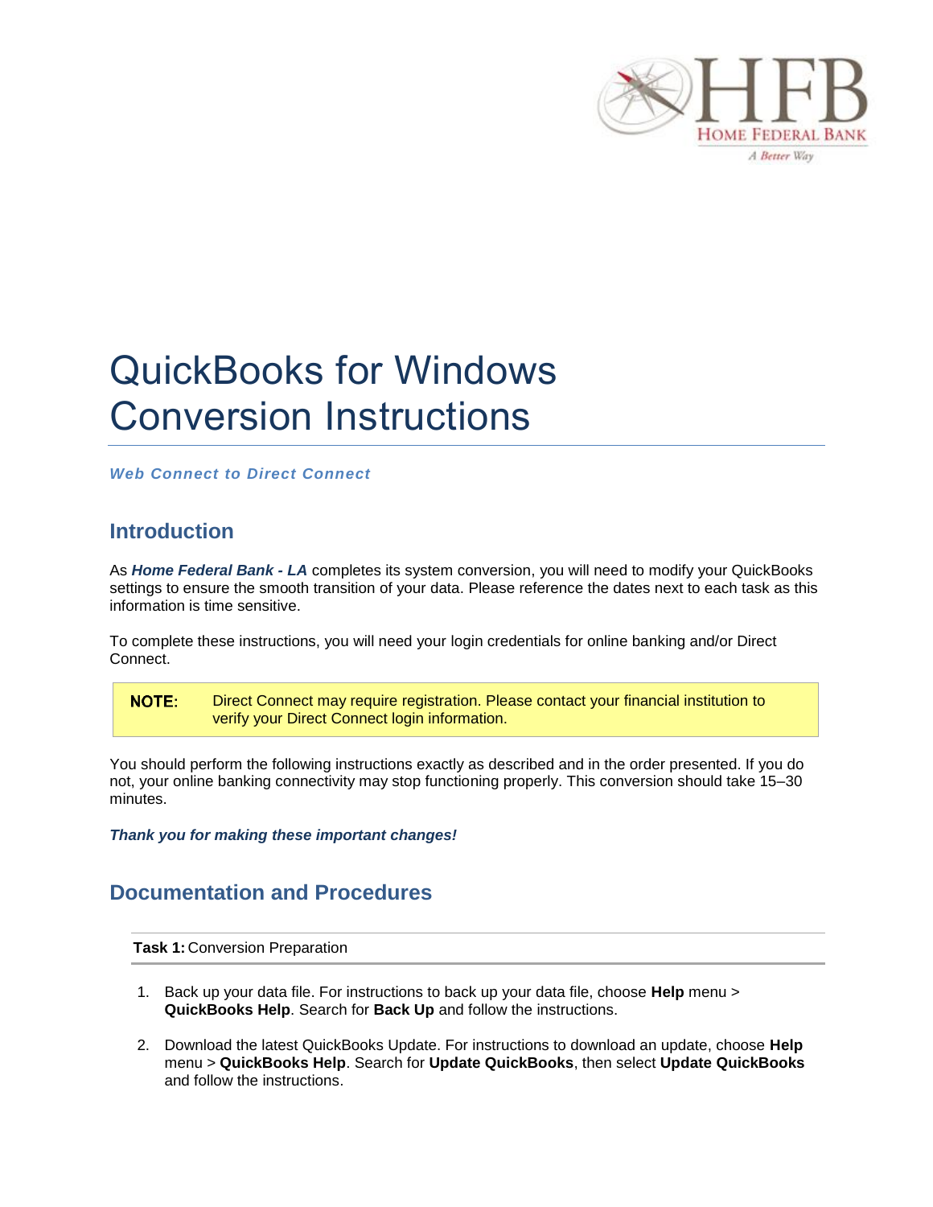# QuickBooks for Windows Conversion Instructions

***Web Connect to Direct Connect***

## Introduction

As ***Home Federal Bank - LA*** completes its system conversion, you will need to modify your QuickBooks settings to ensure the smooth transition of your data. Please reference the dates next to each task as this information is time sensitive.

To complete these instructions, you will need your login credentials for online banking and/or Direct Connect.

> **NOTE:** Direct Connect may require registration. Please contact your financial institution to verify your Direct Connect login information.

You should perform the following instructions exactly as described and in the order presented. If you do not, your online banking connectivity may stop functioning properly. This conversion should take 15–30 minutes.

***Thank you for making these important changes!***

## Documentation and Procedures

**Task 1:** Conversion Preparation

1. Back up your data file. For instructions to back up your data file, choose **Help** menu > **QuickBooks Help**. Search for **Back Up** and follow the instructions.
2. Download the latest QuickBooks Update. For instructions to download an update, choose **Help** menu > **QuickBooks Help**. Search for **Update QuickBooks**, then select **Update QuickBooks** and follow the instructions.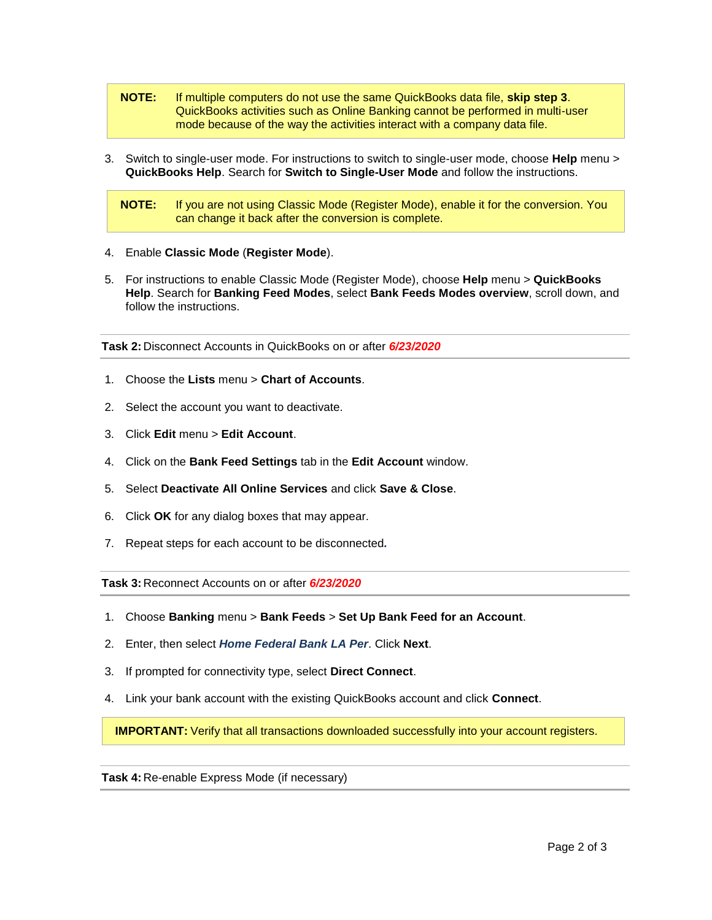> **NOTE:** If multiple computers do not use the same QuickBooks data file, **skip step 3**. QuickBooks activities such as Online Banking cannot be performed in multi-user mode because of the way the activities interact with a company data file.

3. Switch to single-user mode. For instructions to switch to single-user mode, choose **Help** menu > **QuickBooks Help**. Search for **Switch to Single-User Mode** and follow the instructions.

> **NOTE:** If you are not using Classic Mode (Register Mode), enable it for the conversion. You can change it back after the conversion is complete.

4. Enable **Classic Mode** (**Register Mode**).

5. For instructions to enable Classic Mode (Register Mode), choose **Help** menu > **QuickBooks Help**. Search for **Banking Feed Modes**, select **Bank Feeds Modes overview**, scroll down, and follow the instructions.

### **Task 2:** Disconnect Accounts in QuickBooks on or after ***6/23/2020***

1. Choose the **Lists** menu > **Chart of Accounts**.

2. Select the account you want to deactivate.

3. Click **Edit** menu > **Edit Account**.

4. Click on the **Bank Feed Settings** tab in the **Edit Account** window.

5. Select **Deactivate All Online Services** and click **Save & Close**.

6. Click **OK** for any dialog boxes that may appear.

7. Repeat steps for each account to be disconnected**.**

### **Task 3:** Reconnect Accounts on or after ***6/23/2020***

1. Choose **Banking** menu > **Bank Feeds** > **Set Up Bank Feed for an Account**.

2. Enter, then select ***Home Federal Bank LA Per***. Click **Next**.

3. If prompted for connectivity type, select **Direct Connect**.

4. Link your bank account with the existing QuickBooks account and click **Connect**.

> **IMPORTANT:** Verify that all transactions downloaded successfully into your account registers.

### **Task 4:** Re-enable Express Mode (if necessary)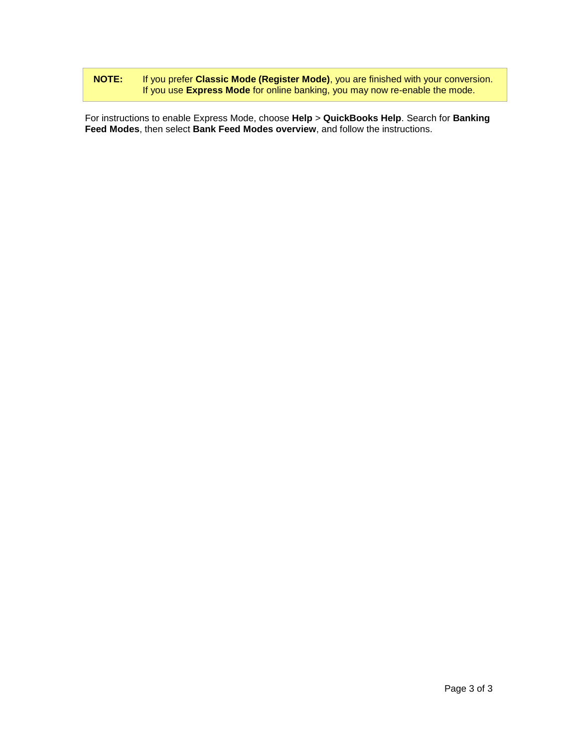> **NOTE:** If you prefer **Classic Mode (Register Mode)**, you are finished with your conversion. If you use **Express Mode** for online banking, you may now re-enable the mode.

For instructions to enable Express Mode, choose **Help** > **QuickBooks Help**. Search for **Banking Feed Modes**, then select **Bank Feed Modes overview**, and follow the instructions.